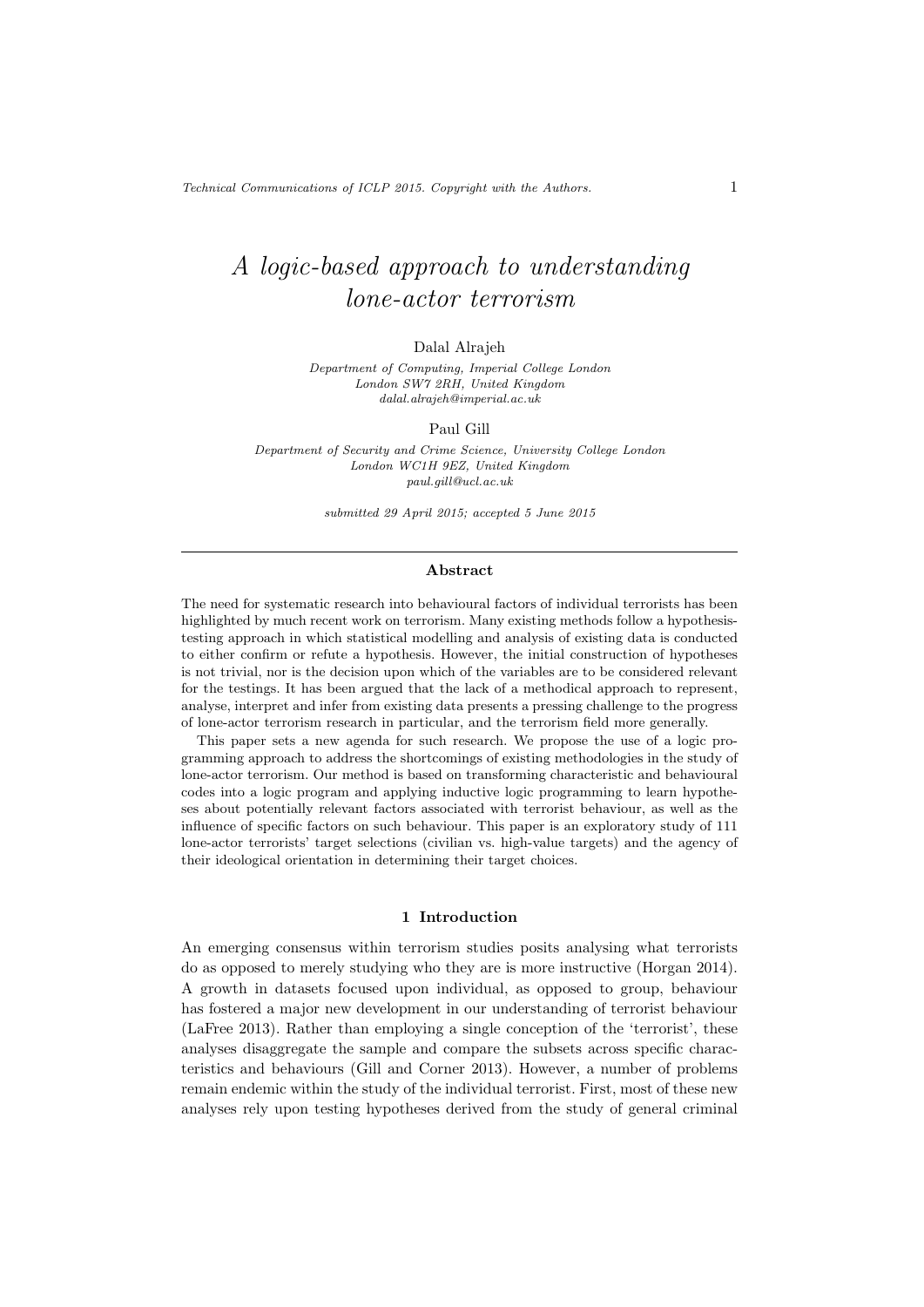# A logic-based approach to understanding lone-actor terrorism

Dalal Alrajeh

*Department of Computing, Imperial College London*
*London SW7 2RH, United Kingdom*
*dalal.alrajeh@imperial.ac.uk*

Paul Gill

*Department of Security and Crime Science, University College London*
*London WC1H 9EZ, United Kingdom*
*paul.gill@ucl.ac.uk*

*submitted 29 April 2015; accepted 5 June 2015*

## Abstract

The need for systematic research into behavioural factors of individual terrorists has been highlighted by much recent work on terrorism. Many existing methods follow a hypothesis-testing approach in which statistical modelling and analysis of existing data is conducted to either confirm or refute a hypothesis. However, the initial construction of hypotheses is not trivial, nor is the decision upon which of the variables are to be considered relevant for the testings. It has been argued that the lack of a methodical approach to represent, analyse, interpret and infer from existing data presents a pressing challenge to the progress of lone-actor terrorism research in particular, and the terrorism field more generally.

This paper sets a new agenda for such research. We propose the use of a logic programming approach to address the shortcomings of existing methodologies in the study of lone-actor terrorism. Our method is based on transforming characteristic and behavioural codes into a logic program and applying inductive logic programming to learn hypotheses about potentially relevant factors associated with terrorist behaviour, as well as the influence of specific factors on such behaviour. This paper is an exploratory study of 111 lone-actor terrorists' target selections (civilian vs. high-value targets) and the agency of their ideological orientation in determining their target choices.

## 1 Introduction

An emerging consensus within terrorism studies posits analysing what terrorists do as opposed to merely studying who they are is more instructive (Horgan 2014). A growth in datasets focused upon individual, as opposed to group, behaviour has fostered a major new development in our understanding of terrorist behaviour (LaFree 2013). Rather than employing a single conception of the 'terrorist', these analyses disaggregate the sample and compare the subsets across specific characteristics and behaviours (Gill and Corner 2013). However, a number of problems remain endemic within the study of the individual terrorist. First, most of these new analyses rely upon testing hypotheses derived from the study of general criminal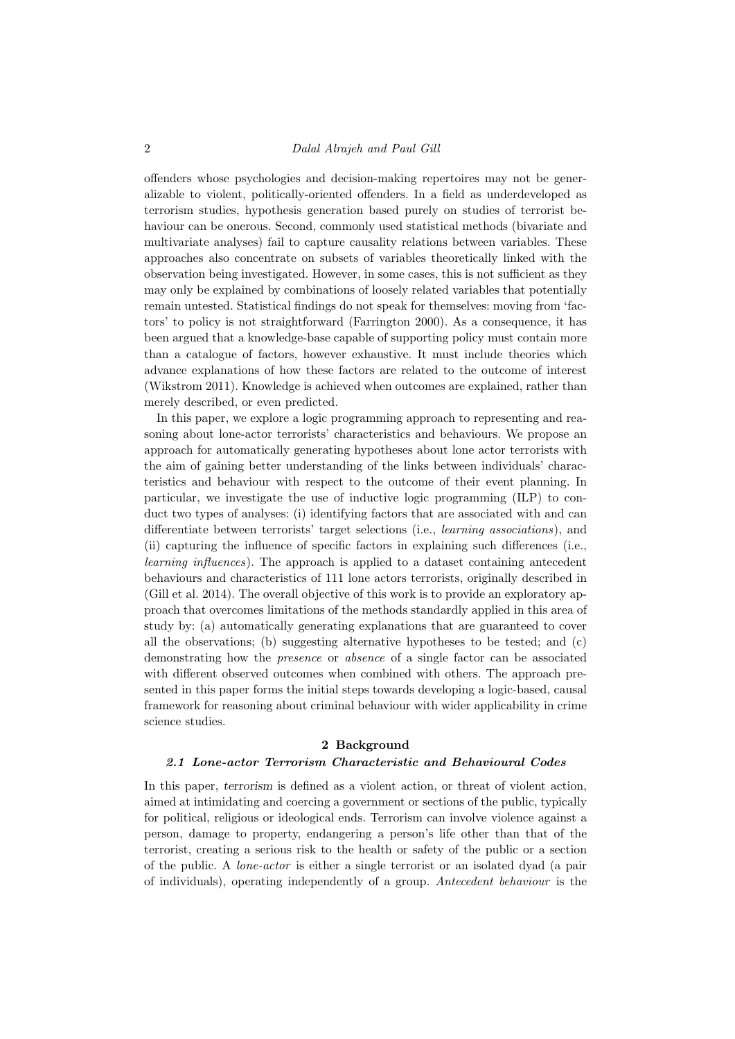offenders whose psychologies and decision-making repertoires may not be generalizable to violent, politically-oriented offenders. In a field as underdeveloped as terrorism studies, hypothesis generation based purely on studies of terrorist behaviour can be onerous. Second, commonly used statistical methods (bivariate and multivariate analyses) fail to capture causality relations between variables. These approaches also concentrate on subsets of variables theoretically linked with the observation being investigated. However, in some cases, this is not sufficient as they may only be explained by combinations of loosely related variables that potentially remain untested. Statistical findings do not speak for themselves: moving from 'factors' to policy is not straightforward (Farrington 2000). As a consequence, it has been argued that a knowledge-base capable of supporting policy must contain more than a catalogue of factors, however exhaustive. It must include theories which advance explanations of how these factors are related to the outcome of interest (Wikstrom 2011). Knowledge is achieved when outcomes are explained, rather than merely described, or even predicted.

In this paper, we explore a logic programming approach to representing and reasoning about lone-actor terrorists' characteristics and behaviours. We propose an approach for automatically generating hypotheses about lone actor terrorists with the aim of gaining better understanding of the links between individuals' characteristics and behaviour with respect to the outcome of their event planning. In particular, we investigate the use of inductive logic programming (ILP) to conduct two types of analyses: (i) identifying factors that are associated with and can differentiate between terrorists' target selections (i.e., *learning associations*), and (ii) capturing the influence of specific factors in explaining such differences (i.e., *learning influences*). The approach is applied to a dataset containing antecedent behaviours and characteristics of 111 lone actors terrorists, originally described in (Gill et al. 2014). The overall objective of this work is to provide an exploratory approach that overcomes limitations of the methods standardly applied in this area of study by: (a) automatically generating explanations that are guaranteed to cover all the observations; (b) suggesting alternative hypotheses to be tested; and (c) demonstrating how the *presence* or *absence* of a single factor can be associated with different observed outcomes when combined with others. The approach presented in this paper forms the initial steps towards developing a logic-based, causal framework for reasoning about criminal behaviour with wider applicability in crime science studies.

## 2 Background

### 2.1 Lone-actor Terrorism Characteristic and Behavioural Codes

In this paper, terrorism is defined as a violent action, or threat of violent action, aimed at intimidating and coercing a government or sections of the public, typically for political, religious or ideological ends. Terrorism can involve violence against a person, damage to property, endangering a person's life other than that of the terrorist, creating a serious risk to the health or safety of the public or a section of the public. A *lone-actor* is either a single terrorist or an isolated dyad (a pair of individuals), operating independently of a group. *Antecedent behaviour* is the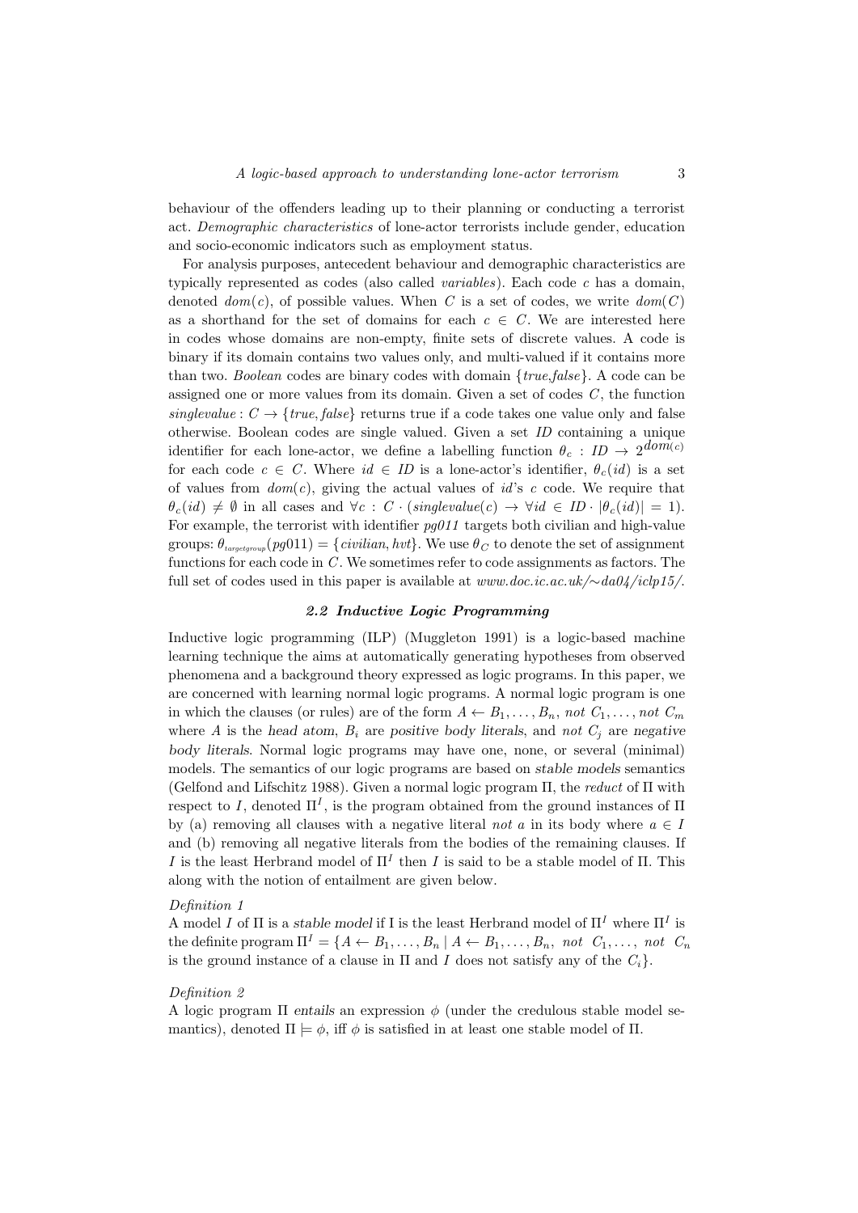behaviour of the offenders leading up to their planning or conducting a terrorist act. *Demographic characteristics* of lone-actor terrorists include gender, education and socio-economic indicators such as employment status.

For analysis purposes, antecedent behaviour and demographic characteristics are typically represented as codes (also called *variables*). Each code $c$ has a domain, denoted $dom(c)$, of possible values. When $C$ is a set of codes, we write $dom(C)$ as a shorthand for the set of domains for each $c \in C$. We are interested here in codes whose domains are non-empty, finite sets of discrete values. A code is binary if its domain contains two values only, and multi-valued if it contains more than two. *Boolean* codes are binary codes with domain $\{true, false\}$. A code can be assigned one or more values from its domain. Given a set of codes $C$, the function $singlevalue : C \rightarrow \{true, false\}$ returns true if a code takes one value only and false otherwise. Boolean codes are single valued. Given a set $ID$ containing a unique identifier for each lone-actor, we define a labelling function $\theta_c : ID \rightarrow 2^{dom(c)}$ for each code $c \in C$. Where $id \in ID$ is a lone-actor's identifier, $\theta_c(id)$ is a set of values from $dom(c)$, giving the actual values of $id$'s $c$ code. We require that $\theta_c(id) \neq \emptyset$ in all cases and $\forall c : C \cdot (singlevalue(c) \rightarrow \forall id \in ID \cdot |\theta_c(id)| = 1)$. For example, the terrorist with identifier *pg011* targets both civilian and high-value groups: $\theta_{targetgroup}(pg011) = \{civilian, hvt\}$. We use $\theta_C$ to denote the set of assignment functions for each code in $C$. We sometimes refer to code assignments as factors. The full set of codes used in this paper is available at *www.doc.ic.ac.uk/∼da04/iclp15/*.

### 2.2 Inductive Logic Programming

Inductive logic programming (ILP) (Muggleton 1991) is a logic-based machine learning technique the aims at automatically generating hypotheses from observed phenomena and a background theory expressed as logic programs. In this paper, we are concerned with learning normal logic programs. A normal logic program is one in which the clauses (or rules) are of the form $A \leftarrow B_1, \ldots, B_n, \textit{not } C_1, \ldots, \textit{not } C_m$ where $A$ is the *head atom*, $B_i$ are *positive body literals*, and *not* $C_j$ are *negative body literals*. Normal logic programs may have one, none, or several (minimal) models. The semantics of our logic programs are based on *stable models* semantics (Gelfond and Lifschitz 1988). Given a normal logic program $\Pi$, the *reduct* of $\Pi$ with respect to $I$, denoted $\Pi^I$, is the program obtained from the ground instances of $\Pi$ by (a) removing all clauses with a negative literal *not* $a$ in its body where $a \in I$ and (b) removing all negative literals from the bodies of the remaining clauses. If $I$ is the least Herbrand model of $\Pi^I$ then $I$ is said to be a stable model of $\Pi$. This along with the notion of entailment are given below.

*Definition 1*

A model $I$ of $\Pi$ is a *stable model* if I is the least Herbrand model of $\Pi^I$ where $\Pi^I$ is the definite program $\Pi^I = \{A \leftarrow B_1, \ldots, B_n \mid A \leftarrow B_1, \ldots, B_n, \textit{ not } C_1, \ldots, \textit{ not } C_n$ is the ground instance of a clause in $\Pi$ and $I$ does not satisfy any of the $C_i\}$.

*Definition 2*

A logic program $\Pi$ *entails* an expression $\phi$ (under the credulous stable model semantics), denoted $\Pi \models \phi$, iff $\phi$ is satisfied in at least one stable model of $\Pi$.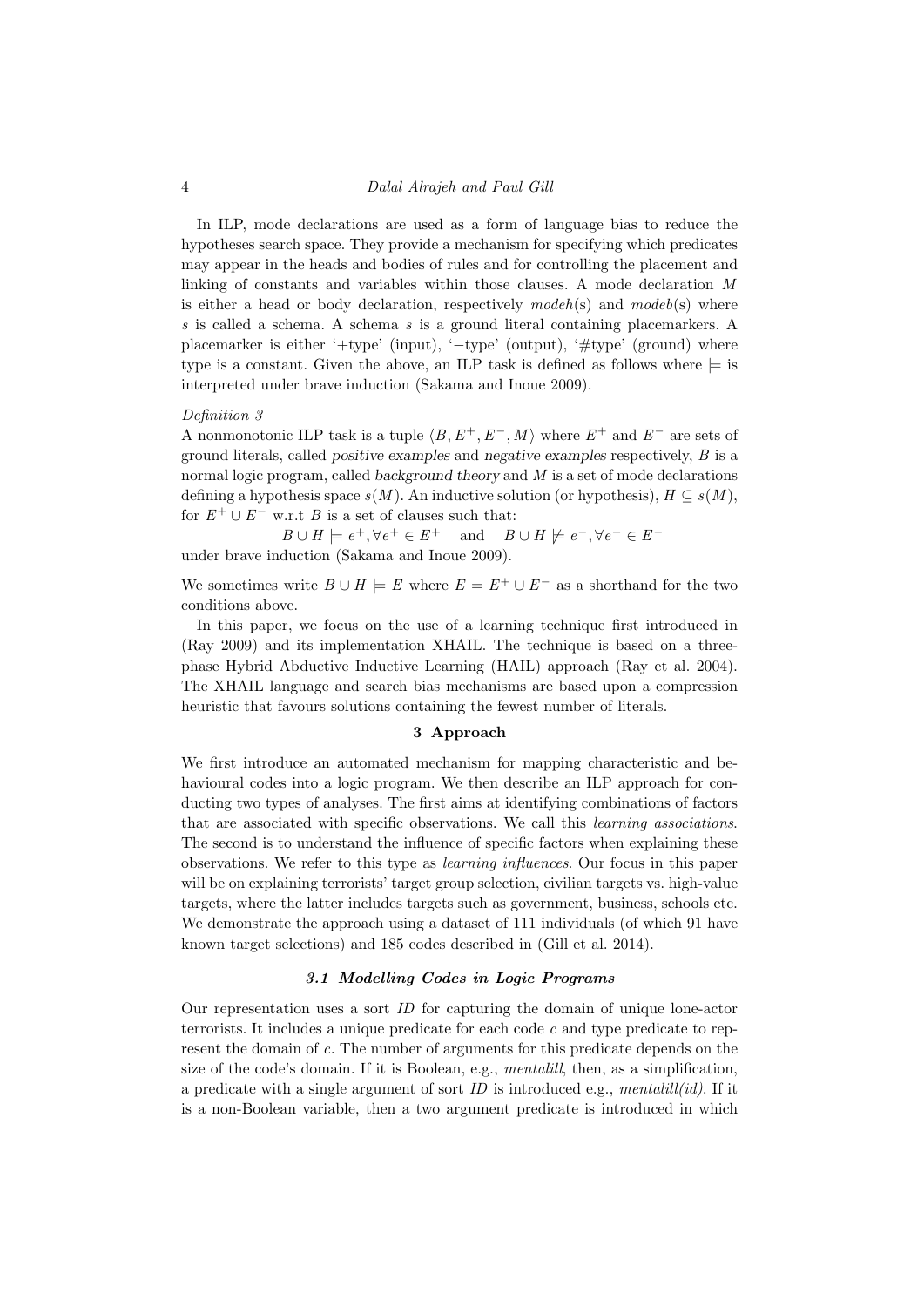In ILP, mode declarations are used as a form of language bias to reduce the hypotheses search space. They provide a mechanism for specifying which predicates may appear in the heads and bodies of rules and for controlling the placement and linking of constants and variables within those clauses. A mode declaration $M$ is either a head or body declaration, respectively *modeh*(s) and *modeb*(s) where $s$ is called a schema. A schema $s$ is a ground literal containing placemarkers. A placemarker is either '+type' (input), '−type' (output), '#type' (ground) where type is a constant. Given the above, an ILP task is defined as follows where $\models$ is interpreted under brave induction (Sakama and Inoue 2009).

*Definition 3*

A nonmonotonic ILP task is a tuple $\langle B, E^+, E^-, M\rangle$ where $E^+$ and $E^-$ are sets of ground literals, called *positive examples* and *negative examples* respectively, $B$ is a normal logic program, called *background theory* and $M$ is a set of mode declarations defining a hypothesis space $s(M)$. An inductive solution (or hypothesis), $H \subseteq s(M)$, for $E^+ \cup E^-$ w.r.t $B$ is a set of clauses such that:

$$B \cup H \models e^+, \forall e^+ \in E^+ \quad \text{and} \quad B \cup H \not\models e^-, \forall e^- \in E^-$$

under brave induction (Sakama and Inoue 2009).

We sometimes write $B \cup H \models E$ where $E = E^+ \cup E^-$ as a shorthand for the two conditions above.

In this paper, we focus on the use of a learning technique first introduced in (Ray 2009) and its implementation XHAIL. The technique is based on a three-phase Hybrid Abductive Inductive Learning (HAIL) approach (Ray et al. 2004). The XHAIL language and search bias mechanisms are based upon a compression heuristic that favours solutions containing the fewest number of literals.

## 3 Approach

We first introduce an automated mechanism for mapping characteristic and behavioural codes into a logic program. We then describe an ILP approach for conducting two types of analyses. The first aims at identifying combinations of factors that are associated with specific observations. We call this *learning associations*. The second is to understand the influence of specific factors when explaining these observations. We refer to this type as *learning influences*. Our focus in this paper will be on explaining terrorists' target group selection, civilian targets vs. high-value targets, where the latter includes targets such as government, business, schools etc. We demonstrate the approach using a dataset of 111 individuals (of which 91 have known target selections) and 185 codes described in (Gill et al. 2014).

### 3.1 Modelling Codes in Logic Programs

Our representation uses a sort *ID* for capturing the domain of unique lone-actor terrorists. It includes a unique predicate for each code $c$ and type predicate to represent the domain of $c$. The number of arguments for this predicate depends on the size of the code's domain. If it is Boolean, e.g., *mentalill*, then, as a simplification, a predicate with a single argument of sort *ID* is introduced e.g., *mentalill(id)*. If it is a non-Boolean variable, then a two argument predicate is introduced in which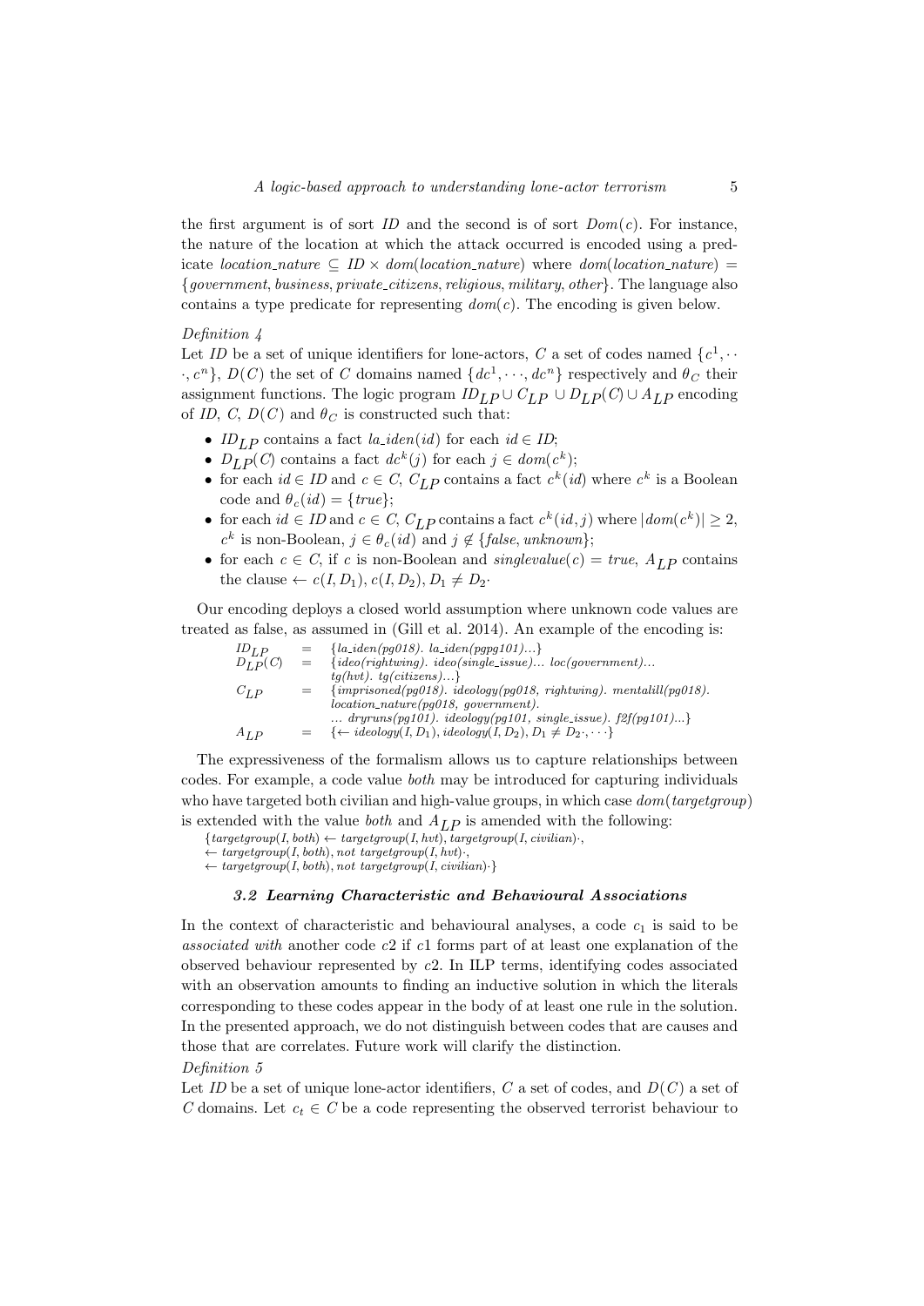the first argument is of sort $ID$ and the second is of sort $Dom(c)$. For instance, the nature of the location at which the attack occurred is encoded using a predicate $location\_nature \subseteq ID \times dom(location\_nature)$ where $dom(location\_nature) = \{government, business, private\_citizens, religious, military, other\}$. The language also contains a type predicate for representing $dom(c)$. The encoding is given below.

*Definition 4*

Let $ID$ be a set of unique identifiers for lone-actors, $C$ a set of codes named $\{c^1, \cdots, c^n\}$, $D(C)$ the set of $C$ domains named $\{dc^1, \cdots, dc^n\}$ respectively and $\theta_C$ their assignment functions. The logic program $ID_{LP} \cup C_{LP} \cup D_{LP}(C) \cup A_{LP}$ encoding of $ID$, $C$, $D(C)$ and $\theta_C$ is constructed such that:

- $ID_{LP}$ contains a fact $la\_iden(id)$ for each $id \in ID$;
- $D_{LP}(C)$ contains a fact $dc^k(j)$ for each $j \in dom(c^k)$;
- for each $id \in ID$ and $c \in C$, $C_{LP}$ contains a fact $c^k(id)$ where $c^k$ is a Boolean code and $\theta_c(id) = \{true\}$;
- for each $id \in ID$ and $c \in C$, $C_{LP}$ contains a fact $c^k(id, j)$ where $|dom(c^k)| \geq 2$, $c^k$ is non-Boolean, $j \in \theta_c(id)$ and $j \notin \{false, unknown\}$;
- for each $c \in C$, if $c$ is non-Boolean and $singlevalue(c) = true$, $A_{LP}$ contains the clause $\leftarrow c(I, D_1), c(I, D_2), D_1 \neq D_2\cdot$

Our encoding deploys a closed world assumption where unknown code values are treated as false, as assumed in (Gill et al. 2014). An example of the encoding is:

$$
\begin{array}{lcl}
ID_{LP} & = & \{la\_iden(pg018).\ la\_iden(pgpg101)...\} \\
D_{LP}(C) & = & \{ideo(rightwing).\ ideo(single\_issue)...\ loc(government)... \\
 & & tg(hvt).\ tg(citizens)...\} \\
C_{LP} & = & \{imprisoned(pg018).\ ideology(pg018,\ rightwing).\ mentalill(pg018). \\
 & & location\_nature(pg018,\ government). \\
 & & ...\ dryruns(pg101).\ ideology(pg101,\ single\_issue).\ f2f(pg101)...\} \\
A_{LP} & = & \{\leftarrow ideology(I, D_1), ideology(I, D_2), D_1 \neq D_2\cdot, \cdots\}
\end{array}
$$

The expressiveness of the formalism allows us to capture relationships between codes. For example, a code value *both* may be introduced for capturing individuals who have targeted both civilian and high-value groups, in which case $dom(targetgroup)$ is extended with the value *both* and $A_{LP}$ is amended with the following:

$$
\begin{array}{l}
\{targetgroup(I, both) \leftarrow targetgroup(I, hvt), targetgroup(I, civilian)\cdot, \\
\leftarrow targetgroup(I, both), not\ targetgroup(I, hvt)\cdot, \\
\leftarrow targetgroup(I, both), not\ targetgroup(I, civilian)\cdot\}
\end{array}
$$

### 3.2 Learning Characteristic and Behavioural Associations

In the context of characteristic and behavioural analyses, a code $c_1$ is said to be *associated with* another code $c2$ if $c1$ forms part of at least one explanation of the observed behaviour represented by $c2$. In ILP terms, identifying codes associated with an observation amounts to finding an inductive solution in which the literals corresponding to these codes appear in the body of at least one rule in the solution. In the presented approach, we do not distinguish between codes that are causes and those that are correlates. Future work will clarify the distinction.

*Definition 5*

Let $ID$ be a set of unique lone-actor identifiers, $C$ a set of codes, and $D(C)$ a set of $C$ domains. Let $c_t \in C$ be a code representing the observed terrorist behaviour to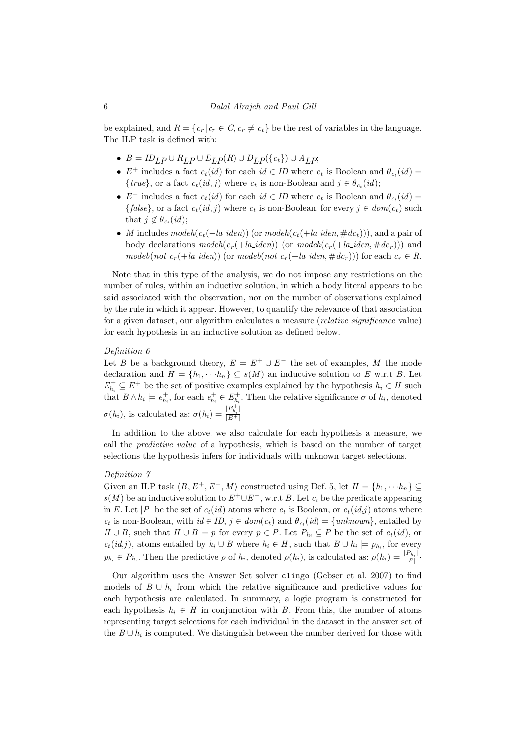be explained, and $R = \{c_r \,|\, c_r \in C, c_r \neq c_t\}$ be the rest of variables in the language. The ILP task is defined with:

- $B = ID_{LP} \cup R_{LP} \cup D_{LP}(R) \cup D_{LP}(\{c_t\}) \cup A_{LP}$;
- $E^+$ includes a fact $c_t(id)$ for each $id \in ID$ where $c_t$ is Boolean and $\theta_{c_t}(id) = \{true\}$, or a fact $c_t(id, j)$ where $c_t$ is non-Boolean and $j \in \theta_{c_t}(id)$;
- $E^-$ includes a fact $c_t(id)$ for each $id \in ID$ where $c_t$ is Boolean and $\theta_{c_t}(id) = \{false\}$, or a fact $c_t(id, j)$ where $c_t$ is non-Boolean, for every $j \in dom(c_t)$ such that $j \notin \theta_{c_t}(id)$;
- $M$ includes $modeh(c_t(+la\_iden))$ (or $modeh(c_t(+la\_iden, \#dc_t))$), and a pair of body declarations $modeh(c_r(+la\_iden))$ (or $modeh(c_r(+la\_iden, \#dc_r))$) and $modeb(not\ c_r(+la\_iden))$ (or $modeb(not\ c_r(+la\_iden, \#dc_r))$) for each $c_r \in R$.

Note that in this type of the analysis, we do not impose any restrictions on the number of rules, within an inductive solution, in which a body literal appears to be said associated with the observation, nor on the number of observations explained by the rule in which it appear. However, to quantify the relevance of that association for a given dataset, our algorithm calculates a measure (*relative significance* value) for each hypothesis in an inductive solution as defined below.

*Definition 6*

Let $B$ be a background theory, $E = E^+ \cup E^-$ the set of examples, $M$ the mode declaration and $H = \{h_1, \cdots h_n\} \subseteq s(M)$ an inductive solution to $E$ w.r.t $B$. Let $E^+_{h_i} \subseteq E^+$ be the set of positive examples explained by the hypothesis $h_i \in H$ such that $B \wedge h_i \models e^+_{h_i}$, for each $e^+_{h_i} \in E^+_{h_i}$. Then the relative significance $\sigma$ of $h_i$, denoted $\sigma(h_i)$, is calculated as: $\sigma(h_i) = \frac{|E^+_{h_i}|}{|E^+|}$

In addition to the above, we also calculate for each hypothesis a measure, we call the *predictive value* of a hypothesis, which is based on the number of target selections the hypothesis infers for individuals with unknown target selections.

*Definition 7*

Given an ILP task $\langle B, E^+, E^-, M\rangle$ constructed using Def. 5, let $H = \{h_1, \cdots h_n\} \subseteq s(M)$ be an inductive solution to $E^+ \cup E^-$, w.r.t $B$. Let $c_t$ be the predicate appearing in $E$. Let $|P|$ be the set of $c_t(id)$ atoms where $c_t$ is Boolean, or $c_t(id,j)$ atoms where $c_t$ is non-Boolean, with $id \in ID$, $j \in dom(c_t)$ and $\theta_{c_t}(id) = \{unknown\}$, entailed by $H \cup B$, such that $H \cup B \models p$ for every $p \in P$. Let $P_{h_i} \subseteq P$ be the set of $c_t(id)$, or $c_t(id,j)$, atoms entailed by $h_i \cup B$ where $h_i \in H$, such that $B \cup h_i \models p_{h_i}$, for every $p_{h_i} \in P_{h_i}$. Then the predictive $\rho$ of $h_i$, denoted $\rho(h_i)$, is calculated as: $\rho(h_i) = \frac{|P_{h_i}|}{|P|}$.

Our algorithm uses the Answer Set solver `clingo` (Gebser et al. 2007) to find models of $B \cup h_i$ from which the relative significance and predictive values for each hypothesis are calculated. In summary, a logic program is constructed for each hypothesis $h_i \in H$ in conjunction with $B$. From this, the number of atoms representing target selections for each individual in the dataset in the answer set of the $B \cup h_i$ is computed. We distinguish between the number derived for those with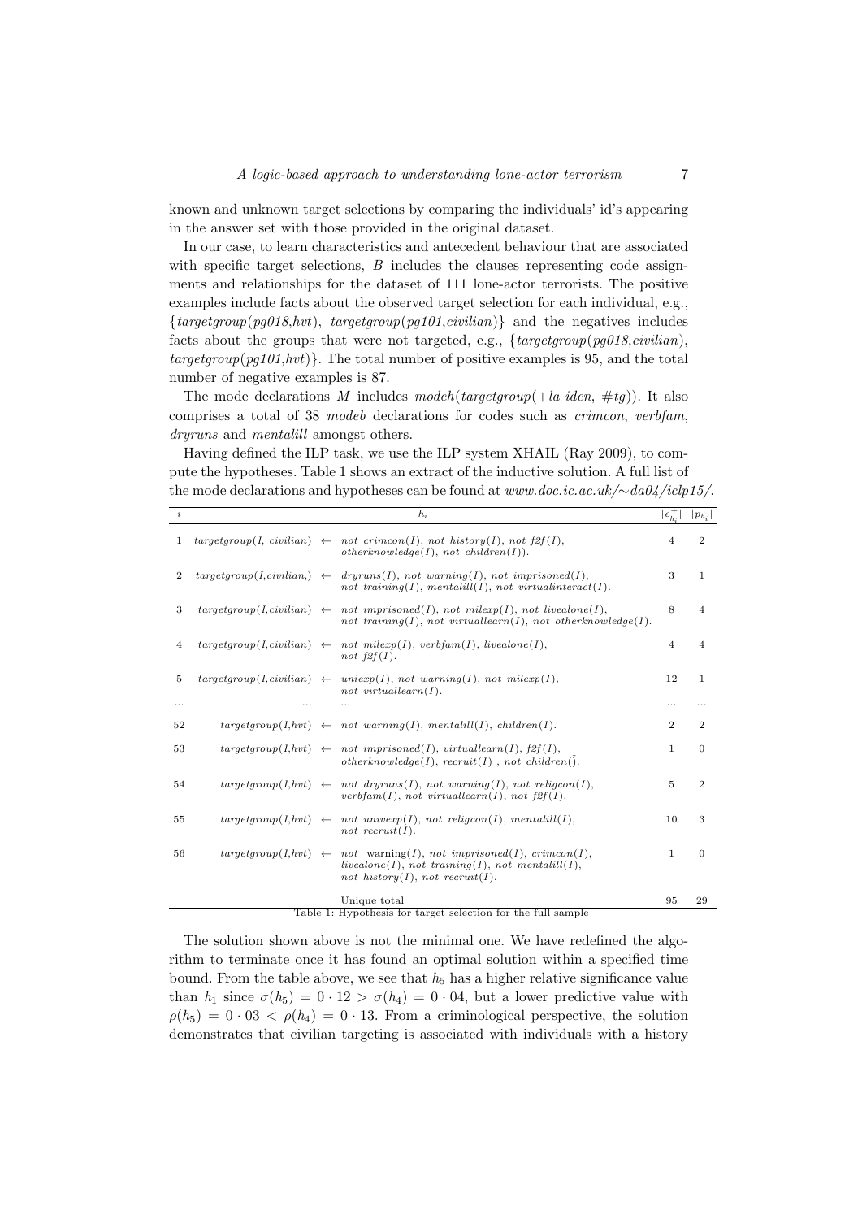known and unknown target selections by comparing the individuals' id's appearing in the answer set with those provided in the original dataset.

In our case, to learn characteristics and antecedent behaviour that are associated with specific target selections, $B$ includes the clauses representing code assignments and relationships for the dataset of 111 lone-actor terrorists. The positive examples include facts about the observed target selection for each individual, e.g., {*targetgroup*(*pg018*,*hvt*), *targetgroup*(*pg101*,*civilian*)} and the negatives includes facts about the groups that were not targeted, e.g., {*targetgroup*(*pg018*,*civilian*), *targetgroup*(*pg101*,*hvt*)}. The total number of positive examples is 95, and the total number of negative examples is 87.

The mode declarations $M$ includes *modeh*(*targetgroup*(+*la_iden*, #*tg*)). It also comprises a total of 38 *modeb* declarations for codes such as *crimcon*, *verbfam*, *dryruns* and *mentalill* amongst others.

Having defined the ILP task, we use the ILP system XHAIL (Ray 2009), to compute the hypotheses. Table 1 shows an extract of the inductive solution. A full list of the mode declarations and hypotheses can be found at *www.doc.ic.ac.uk/∼da04/iclp15/*.

| $i$ | $h_i$ | $\lvert e^+_{h_i}\rvert$ | $\lvert p_{h_i}\rvert$ |
|---|---|---|---|
| 1 | *targetgroup*(*I*, *civilian*) ← *not crimcon*(*I*), *not history*(*I*), *not f2f*(*I*), *otherknowledge*(*I*), *not children*(*I*)). | 4 | 2 |
| 2 | *targetgroup*(*I*,*civilian*,) ← *dryruns*(*I*), *not warning*(*I*), *not imprisoned*(*I*), *not training*(*I*), *mentalill*(*I*), *not virtualinteract*(*I*). | 3 | 1 |
| 3 | *targetgroup*(*I*,*civilian*) ← *not imprisoned*(*I*), *not milexp*(*I*), *not livealone*(*I*), *not training*(*I*), *not virtuallearn*(*I*), *not otherknowledge*(*I*). | 8 | 4 |
| 4 | *targetgroup*(*I*,*civilian*) ← *not milexp*(*I*), *verbfam*(*I*), *livealone*(*I*), *not f2f*(*I*). | 4 | 4 |
| 5 | *targetgroup*(*I*,*civilian*) ← *uniexp*(*I*), *not warning*(*I*), *not milexp*(*I*), *not virtuallearn*(*I*). | 12 | 1 |
| ... | ... | ... | ... |
| 52 | *targetgroup*(*I*,*hvt*) ← *not warning*(*I*), *mentalill*(*I*), *children*(*I*). | 2 | 2 |
| 53 | *targetgroup*(*I*,*hvt*) ← *not imprisoned*(*I*), *virtuallearn*(*I*), *f2f*(*I*), *otherknowledge*(*I*), *recruit*(*I*) , *not children*(). | 1 | 0 |
| 54 | *targetgroup*(*I*,*hvt*) ← *not dryruns*(*I*), *not warning*(*I*), *not religcon*(*I*), *verbfam*(*I*), *not virtuallearn*(*I*), *not f2f*(*I*). | 5 | 2 |
| 55 | *targetgroup*(*I*,*hvt*) ← *not uniexp*(*I*), *not religcon*(*I*), *mentalill*(*I*), *not recruit*(*I*). | 10 | 3 |
| 56 | *targetgroup*(*I*,*hvt*) ← *not* warning(*I*), *not imprisoned*(*I*), *crimcon*(*I*), *livealone*(*I*), *not training*(*I*), *not mentalill*(*I*), *not history*(*I*), *not recruit*(*I*). | 1 | 0 |
| | Unique total | 95 | 29 |

Table 1: Hypothesis for target selection for the full sample

The solution shown above is not the minimal one. We have redefined the algorithm to terminate once it has found an optimal solution within a specified time bound. From the table above, we see that $h_5$ has a higher relative significance value than $h_1$ since $\sigma(h_5) = 0 \cdot 12 > \sigma(h_4) = 0 \cdot 04$, but a lower predictive value with $\rho(h_5) = 0 \cdot 03 < \rho(h_4) = 0 \cdot 13$. From a criminological perspective, the solution demonstrates that civilian targeting is associated with individuals with a history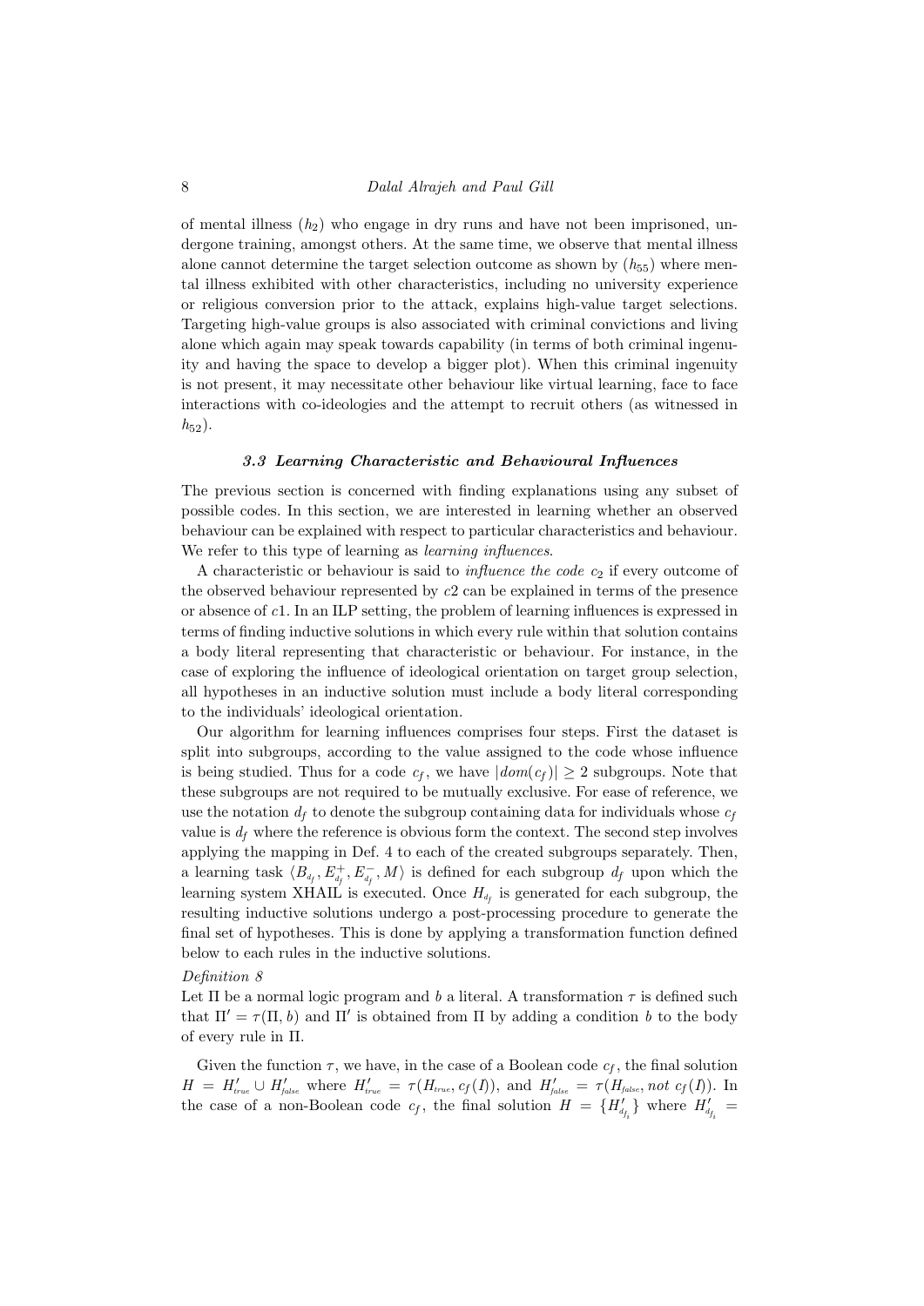of mental illness ($h_2$) who engage in dry runs and have not been imprisoned, undergone training, amongst others. At the same time, we observe that mental illness alone cannot determine the target selection outcome as shown by ($h_{55}$) where mental illness exhibited with other characteristics, including no university experience or religious conversion prior to the attack, explains high-value target selections. Targeting high-value groups is also associated with criminal convictions and living alone which again may speak towards capability (in terms of both criminal ingenuity and having the space to develop a bigger plot). When this criminal ingenuity is not present, it may necessitate other behaviour like virtual learning, face to face interactions with co-ideologies and the attempt to recruit others (as witnessed in $h_{52}$).

### *3.3 Learning Characteristic and Behavioural Influences*

The previous section is concerned with finding explanations using any subset of possible codes. In this section, we are interested in learning whether an observed behaviour can be explained with respect to particular characteristics and behaviour. We refer to this type of learning as *learning influences*.

A characteristic or behaviour is said to *influence the code* $c_2$ if every outcome of the observed behaviour represented by $c2$ can be explained in terms of the presence or absence of $c1$. In an ILP setting, the problem of learning influences is expressed in terms of finding inductive solutions in which every rule within that solution contains a body literal representing that characteristic or behaviour. For instance, in the case of exploring the influence of ideological orientation on target group selection, all hypotheses in an inductive solution must include a body literal corresponding to the individuals' ideological orientation.

Our algorithm for learning influences comprises four steps. First the dataset is split into subgroups, according to the value assigned to the code whose influence is being studied. Thus for a code $c_f$, we have $|dom(c_f)| \geq 2$ subgroups. Note that these subgroups are not required to be mutually exclusive. For ease of reference, we use the notation $d_f$ to denote the subgroup containing data for individuals whose $c_f$ value is $d_f$ where the reference is obvious form the context. The second step involves applying the mapping in Def. 4 to each of the created subgroups separately. Then, a learning task $\langle B_{d_f}, E^+_{d_f}, E^-_{d_f}, M \rangle$ is defined for each subgroup $d_f$ upon which the learning system XHAIL is executed. Once $H_{d_f}$ is generated for each subgroup, the resulting inductive solutions undergo a post-processing procedure to generate the final set of hypotheses. This is done by applying a transformation function defined below to each rules in the inductive solutions.

*Definition 8*

Let $\Pi$ be a normal logic program and $b$ a literal. A transformation $\tau$ is defined such that $\Pi' = \tau(\Pi, b)$ and $\Pi'$ is obtained from $\Pi$ by adding a condition $b$ to the body of every rule in $\Pi$.

Given the function $\tau$, we have, in the case of a Boolean code $c_f$, the final solution $H = H'_{true} \cup H'_{false}$ where $H'_{true} = \tau(H_{true}, c_f(I))$, and $H'_{false} = \tau(H_{false}, not\ c_f(I))$. In the case of a non-Boolean code $c_f$, the final solution $H = \{H'_{d_{f_i}}\}$ where $H'_{d_{f_i}} =$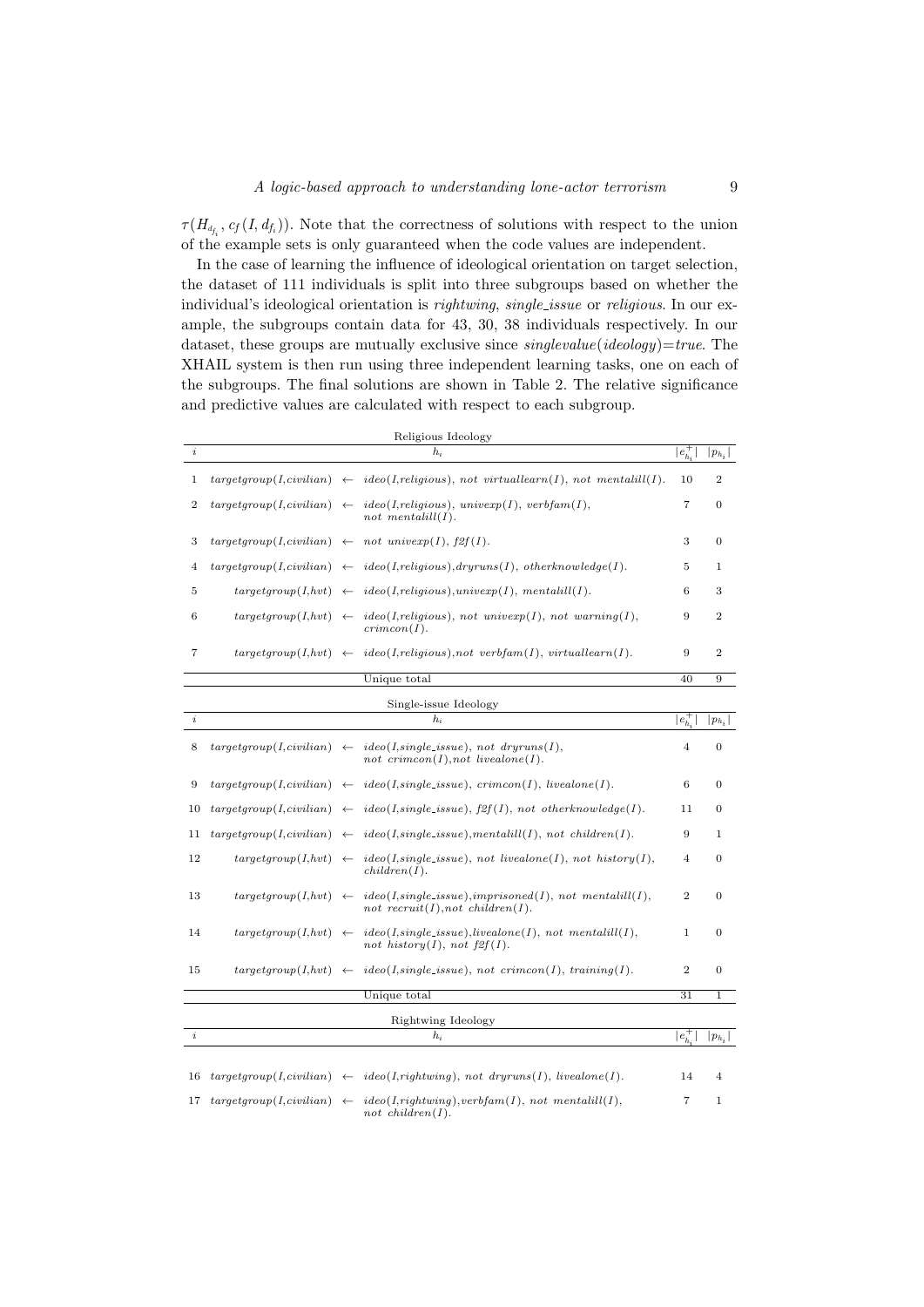$\tau(H_{d_{f_i}}, c_f(I, d_{f_i}))$. Note that the correctness of solutions with respect to the union of the example sets is only guaranteed when the code values are independent.

In the case of learning the influence of ideological orientation on target selection, the dataset of 111 individuals is split into three subgroups based on whether the individual's ideological orientation is *rightwing*, *single_issue* or *religious*. In our example, the subgroups contain data for 43, 30, 38 individuals respectively. In our dataset, these groups are mutually exclusive since *singlevalue*(*ideology*)=*true*. The XHAIL system is then run using three independent learning tasks, one on each of the subgroups. The final solutions are shown in Table 2. The relative significance and predictive values are calculated with respect to each subgroup.

| $i$ | $h_i$ | $\lvert e^+_{h_i}\rvert$ | $\lvert p_{h_i}\rvert$ |
|---|---|---|---|
| | **Religious Ideology** | | |
| 1 | *targetgroup(I,civilian)* ← *ideo(I,religious), not virtuallearn(I), not mentalill(I).* | 10 | 2 |
| 2 | *targetgroup(I,civilian)* ← *ideo(I,religious), univexp(I), verbfam(I), not mentalill(I).* | 7 | 0 |
| 3 | *targetgroup(I,civilian)* ← *not univexp(I), f2f(I).* | 3 | 0 |
| 4 | *targetgroup(I,civilian)* ← *ideo(I,religious),dryruns(I), otherknowledge(I).* | 5 | 1 |
| 5 | *targetgroup(I,hvt)* ← *ideo(I,religious),univexp(I), mentalill(I).* | 6 | 3 |
| 6 | *targetgroup(I,hvt)* ← *ideo(I,religious), not univexp(I), not warning(I), crimcon(I).* | 9 | 2 |
| 7 | *targetgroup(I,hvt)* ← *ideo(I,religious),not verbfam(I), virtuallearn(I).* | 9 | 2 |
| | Unique total | 40 | 9 |
| | **Single-issue Ideology** | | |
| 8 | *targetgroup(I,civilian)* ← *ideo(I,single_issue), not dryruns(I), not crimcon(I),not livealone(I).* | 4 | 0 |
| 9 | *targetgroup(I,civilian)* ← *ideo(I,single_issue), crimcon(I), livealone(I).* | 6 | 0 |
| 10 | *targetgroup(I,civilian)* ← *ideo(I,single_issue), f2f(I), not otherknowledge(I).* | 11 | 0 |
| 11 | *targetgroup(I,civilian)* ← *ideo(I,single_issue),mentalill(I), not children(I).* | 9 | 1 |
| 12 | *targetgroup(I,hvt)* ← *ideo(I,single_issue), not livealone(I), not history(I), children(I).* | 4 | 0 |
| 13 | *targetgroup(I,hvt)* ← *ideo(I,single_issue),imprisoned(I), not mentalill(I), not recruit(I),not children(I).* | 2 | 0 |
| 14 | *targetgroup(I,hvt)* ← *ideo(I,single_issue),livealone(I), not mentalill(I), not history(I), not f2f(I).* | 1 | 0 |
| 15 | *targetgroup(I,hvt)* ← *ideo(I,single_issue), not crimcon(I), training(I).* | 2 | 0 |
| | Unique total | 31 | 1 |
| | **Rightwing Ideology** | | |
| 16 | *targetgroup(I,civilian)* ← *ideo(I,rightwing), not dryruns(I), livealone(I).* | 14 | 4 |
| 17 | *targetgroup(I,civilian)* ← *ideo(I,rightwing),verbfam(I), not mentalill(I), not children(I).* | 7 | 1 |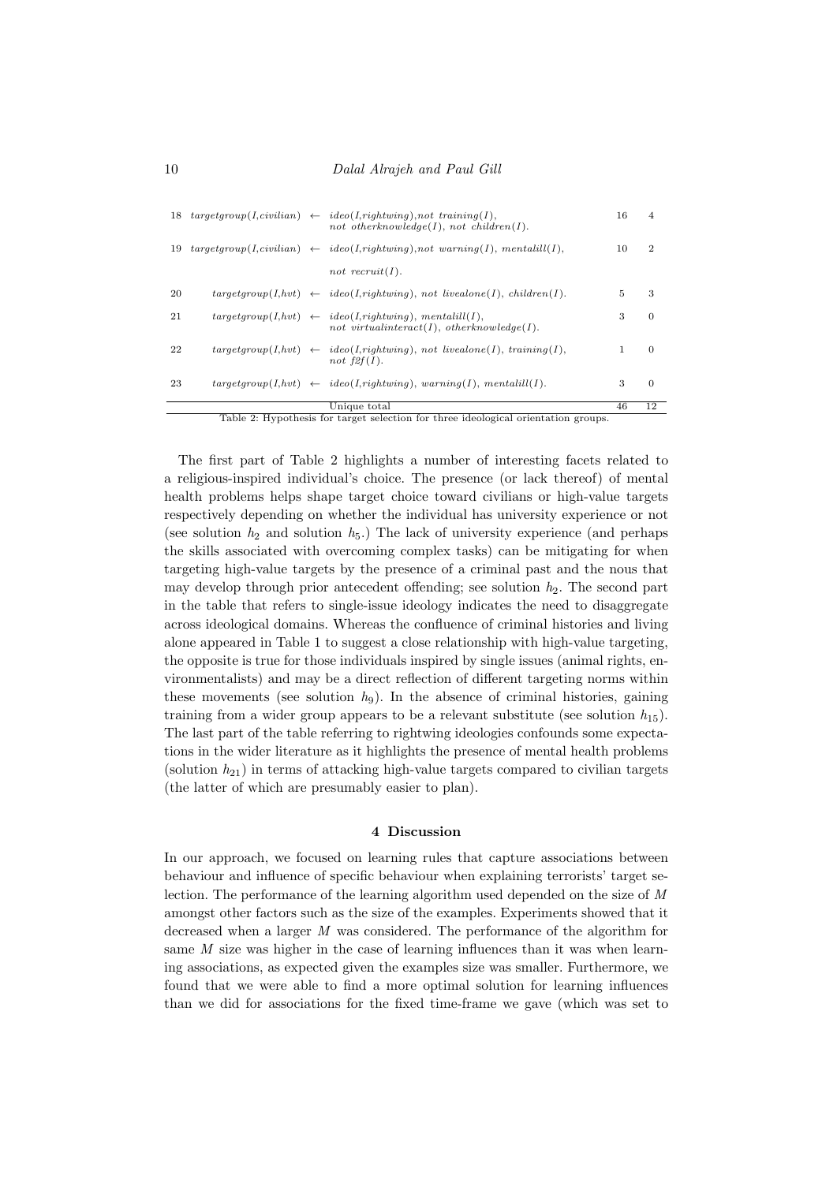| | | | | | |
|---|---|---|---|---|---|
| 18 | *targetgroup(I,civilian)* | ← | *ideo(I,rightwing),not training(I), not otherknowledge(I), not children(I).* | 16 | 4 |
| 19 | *targetgroup(I,civilian)* | ← | *ideo(I,rightwing),not warning(I), mentalill(I), not recruit(I).* | 10 | 2 |
| 20 | *targetgroup(I,hvt)* | ← | *ideo(I,rightwing), not livealone(I), children(I).* | 5 | 3 |
| 21 | *targetgroup(I,hvt)* | ← | *ideo(I,rightwing), mentalill(I), not virtualinteract(I), otherknowledge(I).* | 3 | 0 |
| 22 | *targetgroup(I,hvt)* | ← | *ideo(I,rightwing), not livealone(I), training(I), not f2f(I).* | 1 | 0 |
| 23 | *targetgroup(I,hvt)* | ← | *ideo(I,rightwing), warning(I), mentalill(I).* | 3 | 0 |
| | | | Unique total | 46 | 12 |

Table 2: Hypothesis for target selection for three ideological orientation groups.

The first part of Table 2 highlights a number of interesting facets related to a religious-inspired individual's choice. The presence (or lack thereof) of mental health problems helps shape target choice toward civilians or high-value targets respectively depending on whether the individual has university experience or not (see solution $h_2$ and solution $h_5$.) The lack of university experience (and perhaps the skills associated with overcoming complex tasks) can be mitigating for when targeting high-value targets by the presence of a criminal past and the nous that may develop through prior antecedent offending; see solution $h_2$. The second part in the table that refers to single-issue ideology indicates the need to disaggregate across ideological domains. Whereas the confluence of criminal histories and living alone appeared in Table 1 to suggest a close relationship with high-value targeting, the opposite is true for those individuals inspired by single issues (animal rights, environmentalists) and may be a direct reflection of different targeting norms within these movements (see solution $h_9$). In the absence of criminal histories, gaining training from a wider group appears to be a relevant substitute (see solution $h_{15}$). The last part of the table referring to rightwing ideologies confounds some expectations in the wider literature as it highlights the presence of mental health problems (solution $h_{21}$) in terms of attacking high-value targets compared to civilian targets (the latter of which are presumably easier to plan).

## 4 Discussion

In our approach, we focused on learning rules that capture associations between behaviour and influence of specific behaviour when explaining terrorists' target selection. The performance of the learning algorithm used depended on the size of $M$ amongst other factors such as the size of the examples. Experiments showed that it decreased when a larger $M$ was considered. The performance of the algorithm for same $M$ size was higher in the case of learning influences than it was when learning associations, as expected given the examples size was smaller. Furthermore, we found that we were able to find a more optimal solution for learning influences than we did for associations for the fixed time-frame we gave (which was set to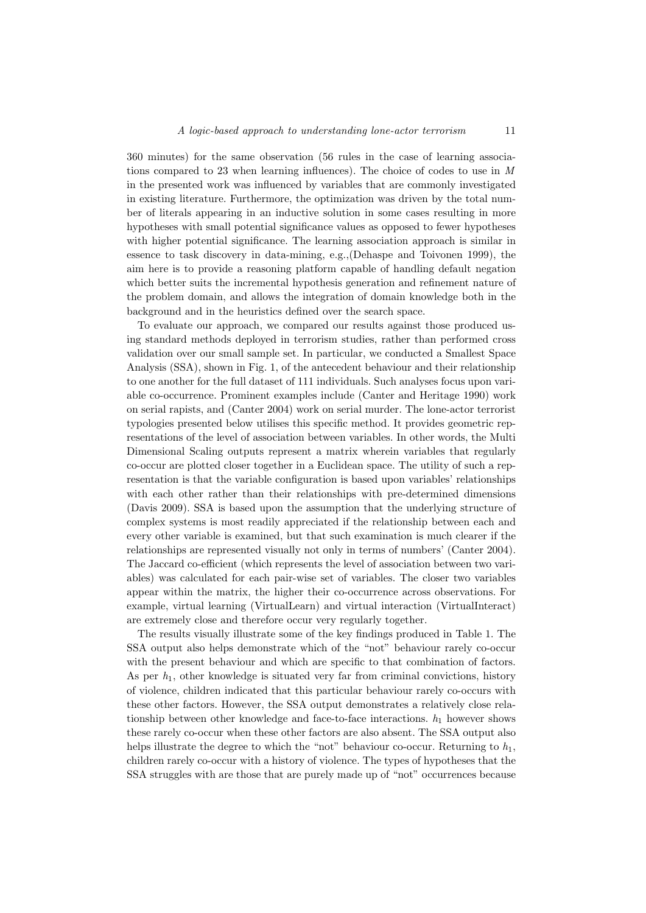360 minutes) for the same observation (56 rules in the case of learning associations compared to 23 when learning influences). The choice of codes to use in $M$ in the presented work was influenced by variables that are commonly investigated in existing literature. Furthermore, the optimization was driven by the total number of literals appearing in an inductive solution in some cases resulting in more hypotheses with small potential significance values as opposed to fewer hypotheses with higher potential significance. The learning association approach is similar in essence to task discovery in data-mining, e.g.,(Dehaspe and Toivonen 1999), the aim here is to provide a reasoning platform capable of handling default negation which better suits the incremental hypothesis generation and refinement nature of the problem domain, and allows the integration of domain knowledge both in the background and in the heuristics defined over the search space.

To evaluate our approach, we compared our results against those produced using standard methods deployed in terrorism studies, rather than performed cross validation over our small sample set. In particular, we conducted a Smallest Space Analysis (SSA), shown in Fig. 1, of the antecedent behaviour and their relationship to one another for the full dataset of 111 individuals. Such analyses focus upon variable co-occurrence. Prominent examples include (Canter and Heritage 1990) work on serial rapists, and (Canter 2004) work on serial murder. The lone-actor terrorist typologies presented below utilises this specific method. It provides geometric representations of the level of association between variables. In other words, the Multi Dimensional Scaling outputs represent a matrix wherein variables that regularly co-occur are plotted closer together in a Euclidean space. The utility of such a representation is that the variable configuration is based upon variables' relationships with each other rather than their relationships with pre-determined dimensions (Davis 2009). SSA is based upon the assumption that the underlying structure of complex systems is most readily appreciated if the relationship between each and every other variable is examined, but that such examination is much clearer if the relationships are represented visually not only in terms of numbers' (Canter 2004). The Jaccard co-efficient (which represents the level of association between two variables) was calculated for each pair-wise set of variables. The closer two variables appear within the matrix, the higher their co-occurrence across observations. For example, virtual learning (VirtualLearn) and virtual interaction (VirtualInteract) are extremely close and therefore occur very regularly together.

The results visually illustrate some of the key findings produced in Table 1. The SSA output also helps demonstrate which of the "not" behaviour rarely co-occur with the present behaviour and which are specific to that combination of factors. As per $h_1$, other knowledge is situated very far from criminal convictions, history of violence, children indicated that this particular behaviour rarely co-occurs with these other factors. However, the SSA output demonstrates a relatively close relationship between other knowledge and face-to-face interactions. $h_1$ however shows these rarely co-occur when these other factors are also absent. The SSA output also helps illustrate the degree to which the "not" behaviour co-occur. Returning to $h_1$, children rarely co-occur with a history of violence. The types of hypotheses that the SSA struggles with are those that are purely made up of "not" occurrences because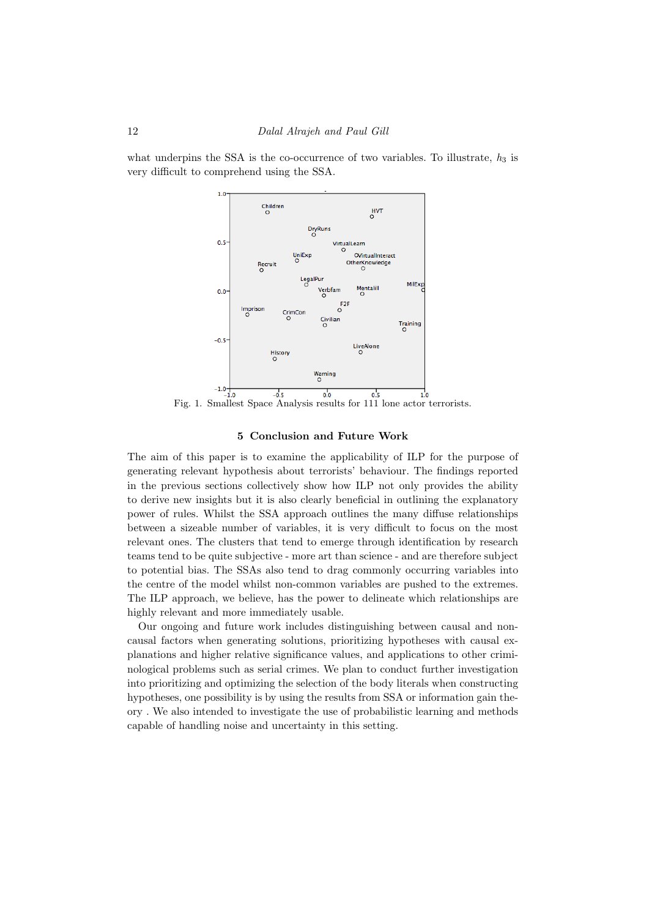what underpins the SSA is the co-occurrence of two variables. To illustrate, $h_3$ is very difficult to comprehend using the SSA.

Fig. 1. Smallest Space Analysis results for 111 lone actor terrorists.

## 5 Conclusion and Future Work

The aim of this paper is to examine the applicability of ILP for the purpose of generating relevant hypothesis about terrorists' behaviour. The findings reported in the previous sections collectively show how ILP not only provides the ability to derive new insights but it is also clearly beneficial in outlining the explanatory power of rules. Whilst the SSA approach outlines the many diffuse relationships between a sizeable number of variables, it is very difficult to focus on the most relevant ones. The clusters that tend to emerge through identification by research teams tend to be quite subjective - more art than science - and are therefore subject to potential bias. The SSAs also tend to drag commonly occurring variables into the centre of the model whilst non-common variables are pushed to the extremes. The ILP approach, we believe, has the power to delineate which relationships are highly relevant and more immediately usable.

Our ongoing and future work includes distinguishing between causal and non-causal factors when generating solutions, prioritizing hypotheses with causal explanations and higher relative significance values, and applications to other criminological problems such as serial crimes. We plan to conduct further investigation into prioritizing and optimizing the selection of the body literals when constructing hypotheses, one possibility is by using the results from SSA or information gain theory . We also intended to investigate the use of probabilistic learning and methods capable of handling noise and uncertainty in this setting.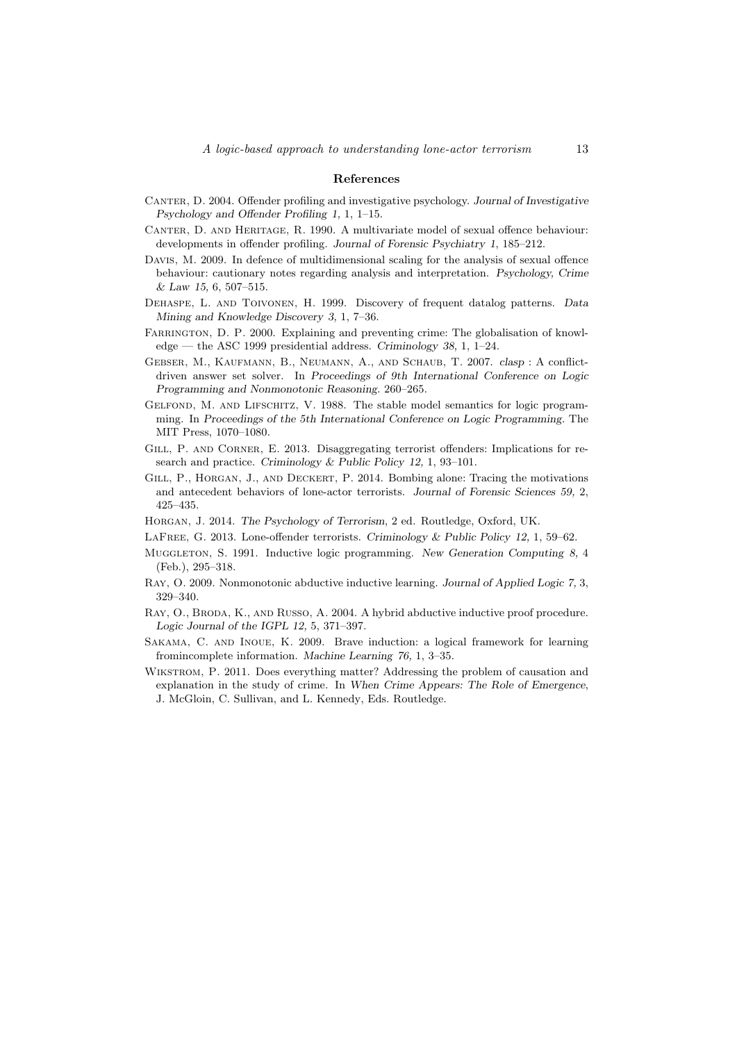## References

Canter, D. 2004. Offender profiling and investigative psychology. *Journal of Investigative Psychology and Offender Profiling 1,* 1, 1–15.

Canter, D. and Heritage, R. 1990. A multivariate model of sexual offence behaviour: developments in offender profiling. *Journal of Forensic Psychiatry 1*, 185–212.

Davis, M. 2009. In defence of multidimensional scaling for the analysis of sexual offence behaviour: cautionary notes regarding analysis and interpretation. *Psychology, Crime & Law 15,* 6, 507–515.

Dehaspe, L. and Toivonen, H. 1999. Discovery of frequent datalog patterns. *Data Mining and Knowledge Discovery 3,* 1, 7–36.

Farrington, D. P. 2000. Explaining and preventing crime: The globalisation of knowledge — the ASC 1999 presidential address. *Criminology 38,* 1, 1–24.

Gebser, M., Kaufmann, B., Neumann, A., and Schaub, T. 2007. *clasp* : A conflict-driven answer set solver. In *Proceedings of 9th International Conference on Logic Programming and Nonmonotonic Reasoning*. 260–265.

Gelfond, M. and Lifschitz, V. 1988. The stable model semantics for logic programming. In *Proceedings of the 5th International Conference on Logic Programming*. The MIT Press, 1070–1080.

Gill, P. and Corner, E. 2013. Disaggregating terrorist offenders: Implications for research and practice. *Criminology & Public Policy 12,* 1, 93–101.

Gill, P., Horgan, J., and Deckert, P. 2014. Bombing alone: Tracing the motivations and antecedent behaviors of lone-actor terrorists. *Journal of Forensic Sciences 59,* 2, 425–435.

Horgan, J. 2014. *The Psychology of Terrorism*, 2 ed. Routledge, Oxford, UK.

LaFree, G. 2013. Lone-offender terrorists. *Criminology & Public Policy 12,* 1, 59–62.

Muggleton, S. 1991. Inductive logic programming. *New Generation Computing 8,* 4 (Feb.), 295–318.

Ray, O. 2009. Nonmonotonic abductive inductive learning. *Journal of Applied Logic 7,* 3, 329–340.

Ray, O., Broda, K., and Russo, A. 2004. A hybrid abductive inductive proof procedure. *Logic Journal of the IGPL 12,* 5, 371–397.

Sakama, C. and Inoue, K. 2009. Brave induction: a logical framework for learning fromincomplete information. *Machine Learning 76,* 1, 3–35.

Wikstrom, P. 2011. Does everything matter? Addressing the problem of causation and explanation in the study of crime. In *When Crime Appears: The Role of Emergence*, J. McGloin, C. Sullivan, and L. Kennedy, Eds. Routledge.